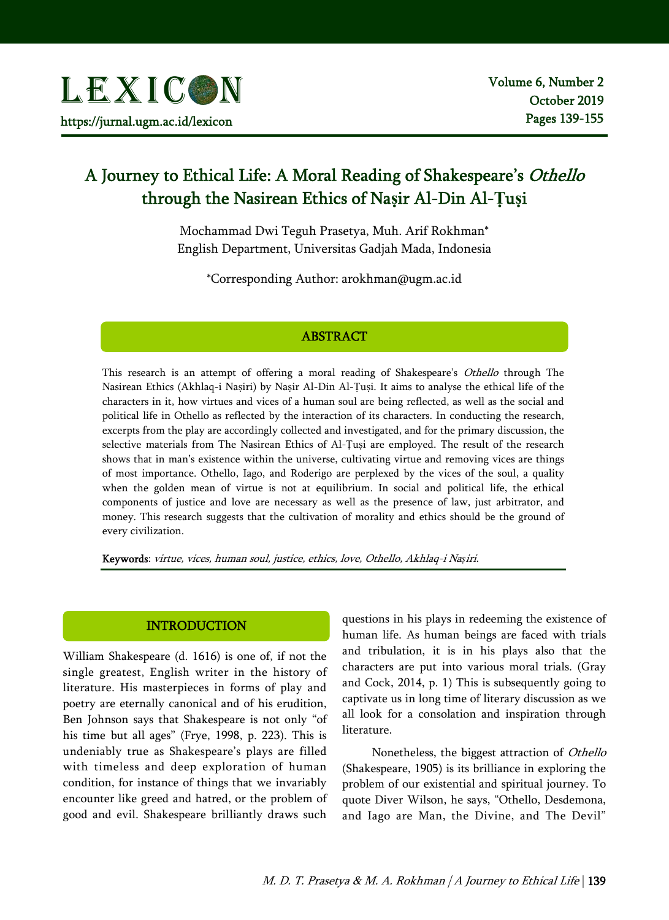# A Journey to Ethical Life: A Moral Reading of Shakespeare's *Othello* through the Nasirean Ethics of Naṣir Al-Din Al-Ṭuṣi

Mochammad Dwi Teguh Prasetya, Muh. Arif Rokhman*
English Department, Universitas Gadjah Mada, Indonesia

*Corresponding Author: arokhman@ugm.ac.id

## ABSTRACT

This research is an attempt of offering a moral reading of Shakespeare's *Othello* through The Nasirean Ethics (Akhlaq-i Naṣiri) by Naṣir Al-Din Al-Ṭuṣi. It aims to analyse the ethical life of the characters in it, how virtues and vices of a human soul are being reflected, as well as the social and political life in Othello as reflected by the interaction of its characters. In conducting the research, excerpts from the play are accordingly collected and investigated, and for the primary discussion, the selective materials from The Nasirean Ethics of Al-Ṭuṣi are employed. The result of the research shows that in man's existence within the universe, cultivating virtue and removing vices are things of most importance. Othello, Iago, and Roderigo are perplexed by the vices of the soul, a quality when the golden mean of virtue is not at equilibrium. In social and political life, the ethical components of justice and love are necessary as well as the presence of law, just arbitrator, and money. This research suggests that the cultivation of morality and ethics should be the ground of every civilization.

**Keywords**: *virtue, vices, human soul, justice, ethics, love, Othello, Akhlaq-i Naṣiri.*

## INTRODUCTION

William Shakespeare (d. 1616) is one of, if not the single greatest, English writer in the history of literature. His masterpieces in forms of play and poetry are eternally canonical and of his erudition, Ben Johnson says that Shakespeare is not only "of his time but all ages" (Frye, 1998, p. 223). This is undeniably true as Shakespeare's plays are filled with timeless and deep exploration of human condition, for instance of things that we invariably encounter like greed and hatred, or the problem of good and evil. Shakespeare brilliantly draws such questions in his plays in redeeming the existence of human life. As human beings are faced with trials and tribulation, it is in his plays also that the characters are put into various moral trials. (Gray and Cock, 2014, p. 1) This is subsequently going to captivate us in long time of literary discussion as we all look for a consolation and inspiration through literature.

Nonetheless, the biggest attraction of *Othello* (Shakespeare, 1905) is its brilliance in exploring the problem of our existential and spiritual journey. To quote Diver Wilson, he says, "Othello, Desdemona, and Iago are Man, the Divine, and The Devil"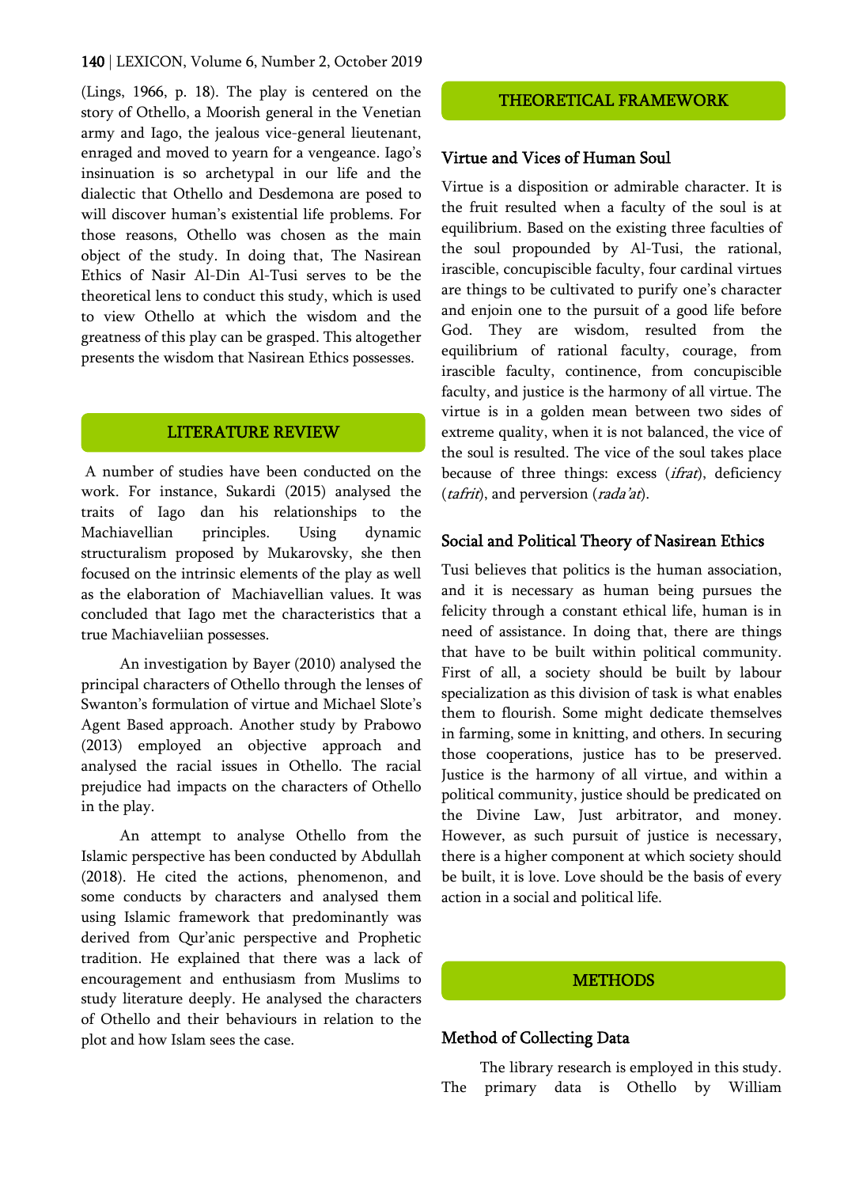(Lings, 1966, p. 18). The play is centered on the story of Othello, a Moorish general in the Venetian army and Iago, the jealous vice-general lieutenant, enraged and moved to yearn for a vengeance. Iago's insinuation is so archetypal in our life and the dialectic that Othello and Desdemona are posed to will discover human's existential life problems. For those reasons, Othello was chosen as the main object of the study. In doing that, The Nasirean Ethics of Nasir Al-Din Al-Tusi serves to be the theoretical lens to conduct this study, which is used to view Othello at which the wisdom and the greatness of this play can be grasped. This altogether presents the wisdom that Nasirean Ethics possesses.

## LITERATURE REVIEW

A number of studies have been conducted on the work. For instance, Sukardi (2015) analysed the traits of Iago dan his relationships to the Machiavellian principles. Using dynamic structuralism proposed by Mukarovsky, she then focused on the intrinsic elements of the play as well as the elaboration of Machiavellian values. It was concluded that Iago met the characteristics that a true Machiaveliian possesses.

An investigation by Bayer (2010) analysed the principal characters of Othello through the lenses of Swanton's formulation of virtue and Michael Slote's Agent Based approach. Another study by Prabowo (2013) employed an objective approach and analysed the racial issues in Othello. The racial prejudice had impacts on the characters of Othello in the play.

An attempt to analyse Othello from the Islamic perspective has been conducted by Abdullah (2018). He cited the actions, phenomenon, and some conducts by characters and analysed them using Islamic framework that predominantly was derived from Qur'anic perspective and Prophetic tradition. He explained that there was a lack of encouragement and enthusiasm from Muslims to study literature deeply. He analysed the characters of Othello and their behaviours in relation to the plot and how Islam sees the case.

## THEORETICAL FRAMEWORK

### Virtue and Vices of Human Soul

Virtue is a disposition or admirable character. It is the fruit resulted when a faculty of the soul is at equilibrium. Based on the existing three faculties of the soul propounded by Al-Tusi, the rational, irascible, concupiscible faculty, four cardinal virtues are things to be cultivated to purify one's character and enjoin one to the pursuit of a good life before God. They are wisdom, resulted from the equilibrium of rational faculty, courage, from irascible faculty, continence, from concupiscible faculty, and justice is the harmony of all virtue. The virtue is in a golden mean between two sides of extreme quality, when it is not balanced, the vice of the soul is resulted. The vice of the soul takes place because of three things: excess (*ifrat*), deficiency (*tafrit*), and perversion (*rada'at*).

### Social and Political Theory of Nasirean Ethics

Tusi believes that politics is the human association, and it is necessary as human being pursues the felicity through a constant ethical life, human is in need of assistance. In doing that, there are things that have to be built within political community. First of all, a society should be built by labour specialization as this division of task is what enables them to flourish. Some might dedicate themselves in farming, some in knitting, and others. In securing those cooperations, justice has to be preserved. Justice is the harmony of all virtue, and within a political community, justice should be predicated on the Divine Law, Just arbitrator, and money. However, as such pursuit of justice is necessary, there is a higher component at which society should be built, it is love. Love should be the basis of every action in a social and political life.

## METHODS

### Method of Collecting Data

The library research is employed in this study. The primary data is Othello by William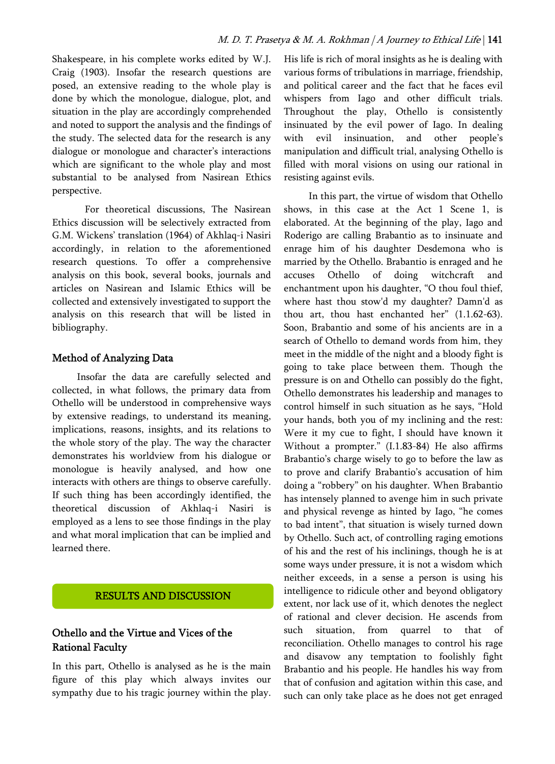Shakespeare, in his complete works edited by W.J. Craig (1903). Insofar the research questions are posed, an extensive reading to the whole play is done by which the monologue, dialogue, plot, and situation in the play are accordingly comprehended and noted to support the analysis and the findings of the study. The selected data for the research is any dialogue or monologue and character's interactions which are significant to the whole play and most substantial to be analysed from Nasirean Ethics perspective.

For theoretical discussions, The Nasirean Ethics discussion will be selectively extracted from G.M. Wickens' translation (1964) of Akhlaq-i Nasiri accordingly, in relation to the aforementioned research questions. To offer a comprehensive analysis on this book, several books, journals and articles on Nasirean and Islamic Ethics will be collected and extensively investigated to support the analysis on this research that will be listed in bibliography.

### Method of Analyzing Data

Insofar the data are carefully selected and collected, in what follows, the primary data from Othello will be understood in comprehensive ways by extensive readings, to understand its meaning, implications, reasons, insights, and its relations to the whole story of the play. The way the character demonstrates his worldview from his dialogue or monologue is heavily analysed, and how one interacts with others are things to observe carefully. If such thing has been accordingly identified, the theoretical discussion of Akhlaq-i Nasiri is employed as a lens to see those findings in the play and what moral implication that can be implied and learned there.

## RESULTS AND DISCUSSION

### Othello and the Virtue and Vices of the Rational Faculty

In this part, Othello is analysed as he is the main figure of this play which always invites our sympathy due to his tragic journey within the play. His life is rich of moral insights as he is dealing with various forms of tribulations in marriage, friendship, and political career and the fact that he faces evil whispers from Iago and other difficult trials. Throughout the play, Othello is consistently insinuated by the evil power of Iago. In dealing with evil insinuation, and other people's manipulation and difficult trial, analysing Othello is filled with moral visions on using our rational in resisting against evils.

In this part, the virtue of wisdom that Othello shows, in this case at the Act 1 Scene 1, is elaborated. At the beginning of the play, Iago and Roderigo are calling Brabantio as to insinuate and enrage him of his daughter Desdemona who is married by the Othello. Brabantio is enraged and he accuses Othello of doing witchcraft and enchantment upon his daughter, "O thou foul thief, where hast thou stow'd my daughter? Damn'd as thou art, thou hast enchanted her" (1.1.62-63). Soon, Brabantio and some of his ancients are in a search of Othello to demand words from him, they meet in the middle of the night and a bloody fight is going to take place between them. Though the pressure is on and Othello can possibly do the fight, Othello demonstrates his leadership and manages to control himself in such situation as he says, "Hold your hands, both you of my inclining and the rest: Were it my cue to fight, I should have known it Without a prompter." (I.1.83-84) He also affirms Brabantio's charge wisely to go to before the law as to prove and clarify Brabantio's accusation of him doing a "robbery" on his daughter. When Brabantio has intensely planned to avenge him in such private and physical revenge as hinted by Iago, "he comes to bad intent", that situation is wisely turned down by Othello. Such act, of controlling raging emotions of his and the rest of his inclinings, though he is at some ways under pressure, it is not a wisdom which neither exceeds, in a sense a person is using his intelligence to ridicule other and beyond obligatory extent, nor lack use of it, which denotes the neglect of rational and clever decision. He ascends from such situation, from quarrel to that of reconciliation. Othello manages to control his rage and disavow any temptation to foolishly fight Brabantio and his people. He handles his way from that of confusion and agitation within this case, and such can only take place as he does not get enraged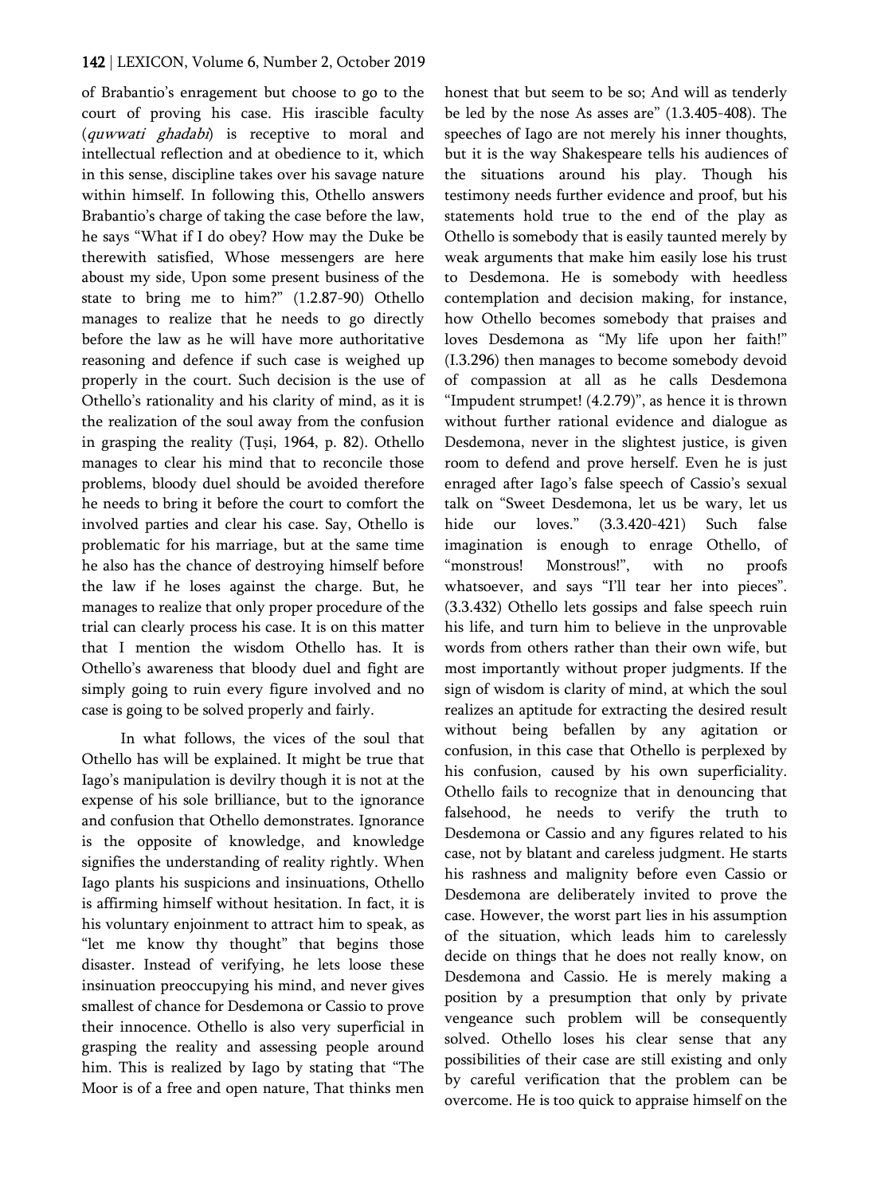of Brabantio's enragement but choose to go to the court of proving his case. His irascible faculty (*quwwati ghadabi*) is receptive to moral and intellectual reflection and at obedience to it, which in this sense, discipline takes over his savage nature within himself. In following this, Othello answers Brabantio's charge of taking the case before the law, he says "What if I do obey? How may the Duke be therewith satisfied, Whose messengers are here aboust my side, Upon some present business of the state to bring me to him?" (1.2.87-90) Othello manages to realize that he needs to go directly before the law as he will have more authoritative reasoning and defence if such case is weighed up properly in the court. Such decision is the use of Othello's rationality and his clarity of mind, as it is the realization of the soul away from the confusion in grasping the reality (Ṭuṣi, 1964, p. 82). Othello manages to clear his mind that to reconcile those problems, bloody duel should be avoided therefore he needs to bring it before the court to comfort the involved parties and clear his case. Say, Othello is problematic for his marriage, but at the same time he also has the chance of destroying himself before the law if he loses against the charge. But, he manages to realize that only proper procedure of the trial can clearly process his case. It is on this matter that I mention the wisdom Othello has. It is Othello's awareness that bloody duel and fight are simply going to ruin every figure involved and no case is going to be solved properly and fairly.

In what follows, the vices of the soul that Othello has will be explained. It might be true that Iago's manipulation is devilry though it is not at the expense of his sole brilliance, but to the ignorance and confusion that Othello demonstrates. Ignorance is the opposite of knowledge, and knowledge signifies the understanding of reality rightly. When Iago plants his suspicions and insinuations, Othello is affirming himself without hesitation. In fact, it is his voluntary enjoinment to attract him to speak, as "let me know thy thought" that begins those disaster. Instead of verifying, he lets loose these insinuation preoccupying his mind, and never gives smallest of chance for Desdemona or Cassio to prove their innocence. Othello is also very superficial in grasping the reality and assessing people around him. This is realized by Iago by stating that "The Moor is of a free and open nature, That thinks men honest that but seem to be so; And will as tenderly be led by the nose As asses are" (1.3.405-408). The speeches of Iago are not merely his inner thoughts, but it is the way Shakespeare tells his audiences of the situations around his play. Though his testimony needs further evidence and proof, but his statements hold true to the end of the play as Othello is somebody that is easily taunted merely by weak arguments that make him easily lose his trust to Desdemona. He is somebody with heedless contemplation and decision making, for instance, how Othello becomes somebody that praises and loves Desdemona as "My life upon her faith!" (I.3.296) then manages to become somebody devoid of compassion at all as he calls Desdemona "Impudent strumpet! (4.2.79)", as hence it is thrown without further rational evidence and dialogue as Desdemona, never in the slightest justice, is given room to defend and prove herself. Even he is just enraged after Iago's false speech of Cassio's sexual talk on "Sweet Desdemona, let us be wary, let us hide our loves." (3.3.420-421) Such false imagination is enough to enrage Othello, of "monstrous! Monstrous!", with no proofs whatsoever, and says "I'll tear her into pieces". (3.3.432) Othello lets gossips and false speech ruin his life, and turn him to believe in the unprovable words from others rather than their own wife, but most importantly without proper judgments. If the sign of wisdom is clarity of mind, at which the soul realizes an aptitude for extracting the desired result without being befallen by any agitation or confusion, in this case that Othello is perplexed by his confusion, caused by his own superficiality. Othello fails to recognize that in denouncing that falsehood, he needs to verify the truth to Desdemona or Cassio and any figures related to his case, not by blatant and careless judgment. He starts his rashness and malignity before even Cassio or Desdemona are deliberately invited to prove the case. However, the worst part lies in his assumption of the situation, which leads him to carelessly decide on things that he does not really know, on Desdemona and Cassio. He is merely making a position by a presumption that only by private vengeance such problem will be consequently solved. Othello loses his clear sense that any possibilities of their case are still existing and only by careful verification that the problem can be overcome. He is too quick to appraise himself on the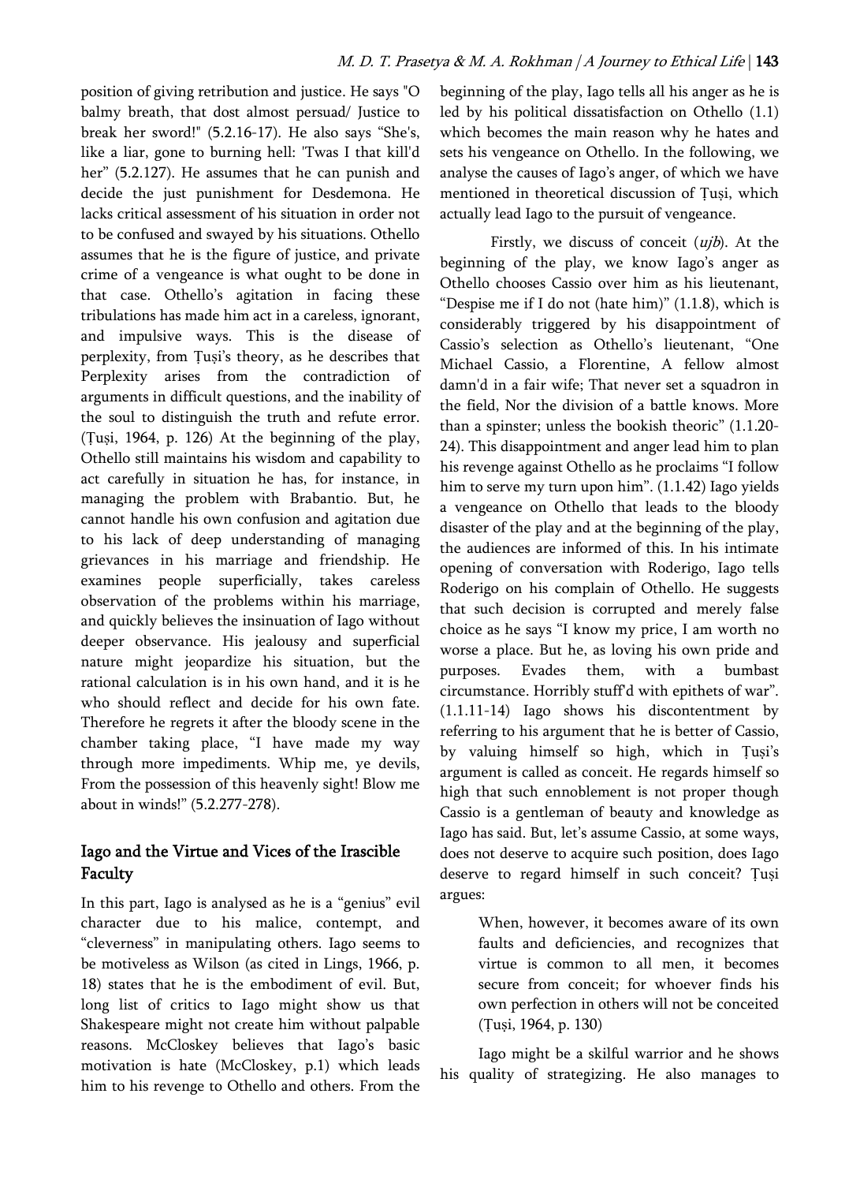position of giving retribution and justice. He says "O balmy breath, that dost almost persuad/ Justice to break her sword!" (5.2.16-17). He also says "She's, like a liar, gone to burning hell: 'Twas I that kill'd her" (5.2.127). He assumes that he can punish and decide the just punishment for Desdemona. He lacks critical assessment of his situation in order not to be confused and swayed by his situations. Othello assumes that he is the figure of justice, and private crime of a vengeance is what ought to be done in that case. Othello's agitation in facing these tribulations has made him act in a careless, ignorant, and impulsive ways. This is the disease of perplexity, from Ṭuṣi's theory, as he describes that Perplexity arises from the contradiction of arguments in difficult questions, and the inability of the soul to distinguish the truth and refute error. (Ṭuṣi, 1964, p. 126) At the beginning of the play, Othello still maintains his wisdom and capability to act carefully in situation he has, for instance, in managing the problem with Brabantio. But, he cannot handle his own confusion and agitation due to his lack of deep understanding of managing grievances in his marriage and friendship. He examines people superficially, takes careless observation of the problems within his marriage, and quickly believes the insinuation of Iago without deeper observance. His jealousy and superficial nature might jeopardize his situation, but the rational calculation is in his own hand, and it is he who should reflect and decide for his own fate. Therefore he regrets it after the bloody scene in the chamber taking place, "I have made my way through more impediments. Whip me, ye devils, From the possession of this heavenly sight! Blow me about in winds!" (5.2.277-278).

## Iago and the Virtue and Vices of the Irascible Faculty

In this part, Iago is analysed as he is a "genius" evil character due to his malice, contempt, and "cleverness" in manipulating others. Iago seems to be motiveless as Wilson (as cited in Lings, 1966, p. 18) states that he is the embodiment of evil. But, long list of critics to Iago might show us that Shakespeare might not create him without palpable reasons. McCloskey believes that Iago's basic motivation is hate (McCloskey, p.1) which leads him to his revenge to Othello and others. From the beginning of the play, Iago tells all his anger as he is led by his political dissatisfaction on Othello (1.1) which becomes the main reason why he hates and sets his vengeance on Othello. In the following, we analyse the causes of Iago's anger, of which we have mentioned in theoretical discussion of Ṭuṣi, which actually lead Iago to the pursuit of vengeance.

Firstly, we discuss of conceit (*ujb*). At the beginning of the play, we know Iago's anger as Othello chooses Cassio over him as his lieutenant, "Despise me if I do not (hate him)" (1.1.8), which is considerably triggered by his disappointment of Cassio's selection as Othello's lieutenant, "One Michael Cassio, a Florentine, A fellow almost damn'd in a fair wife; That never set a squadron in the field, Nor the division of a battle knows. More than a spinster; unless the bookish theoric" (1.1.20-24). This disappointment and anger lead him to plan his revenge against Othello as he proclaims "I follow him to serve my turn upon him". (1.1.42) Iago yields a vengeance on Othello that leads to the bloody disaster of the play and at the beginning of the play, the audiences are informed of this. In his intimate opening of conversation with Roderigo, Iago tells Roderigo on his complain of Othello. He suggests that such decision is corrupted and merely false choice as he says "I know my price, I am worth no worse a place. But he, as loving his own pride and purposes. Evades them, with a bumbast circumstance. Horribly stuff'd with epithets of war". (1.1.11-14) Iago shows his discontentment by referring to his argument that he is better of Cassio, by valuing himself so high, which in Ṭuṣi's argument is called as conceit. He regards himself so high that such ennoblement is not proper though Cassio is a gentleman of beauty and knowledge as Iago has said. But, let's assume Cassio, at some ways, does not deserve to acquire such position, does Iago deserve to regard himself in such conceit? Ṭuṣi argues:

> When, however, it becomes aware of its own faults and deficiencies, and recognizes that virtue is common to all men, it becomes secure from conceit; for whoever finds his own perfection in others will not be conceited (Ṭuṣi, 1964, p. 130)

Iago might be a skilful warrior and he shows his quality of strategizing. He also manages to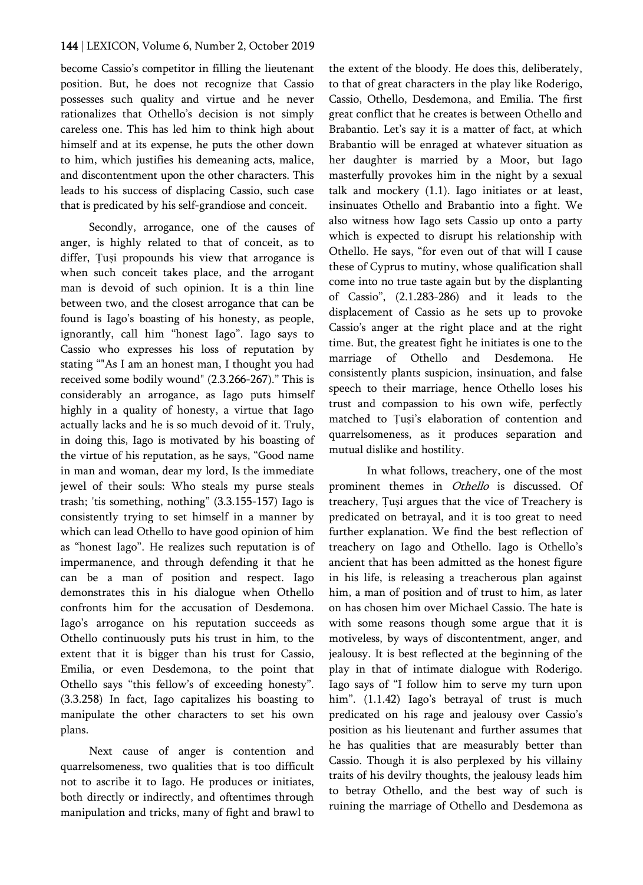become Cassio's competitor in filling the lieutenant position. But, he does not recognize that Cassio possesses such quality and virtue and he never rationalizes that Othello's decision is not simply careless one. This has led him to think high about himself and at its expense, he puts the other down to him, which justifies his demeaning acts, malice, and discontentment upon the other characters. This leads to his success of displacing Cassio, such case that is predicated by his self-grandiose and conceit.

Secondly, arrogance, one of the causes of anger, is highly related to that of conceit, as to differ, Țuși propounds his view that arrogance is when such conceit takes place, and the arrogant man is devoid of such opinion. It is a thin line between two, and the closest arrogance that can be found is Iago's boasting of his honesty, as people, ignorantly, call him "honest Iago". Iago says to Cassio who expresses his loss of reputation by stating ""As I am an honest man, I thought you had received some bodily wound" (2.3.266-267)." This is considerably an arrogance, as Iago puts himself highly in a quality of honesty, a virtue that Iago actually lacks and he is so much devoid of it. Truly, in doing this, Iago is motivated by his boasting of the virtue of his reputation, as he says, "Good name in man and woman, dear my lord, Is the immediate jewel of their souls: Who steals my purse steals trash; 'tis something, nothing" (3.3.155-157) Iago is consistently trying to set himself in a manner by which can lead Othello to have good opinion of him as "honest Iago". He realizes such reputation is of impermanence, and through defending it that he can be a man of position and respect. Iago demonstrates this in his dialogue when Othello confronts him for the accusation of Desdemona. Iago's arrogance on his reputation succeeds as Othello continuously puts his trust in him, to the extent that it is bigger than his trust for Cassio, Emilia, or even Desdemona, to the point that Othello says "this fellow's of exceeding honesty". (3.3.258) In fact, Iago capitalizes his boasting to manipulate the other characters to set his own plans.

Next cause of anger is contention and quarrelsomeness, two qualities that is too difficult not to ascribe it to Iago. He produces or initiates, both directly or indirectly, and oftentimes through manipulation and tricks, many of fight and brawl to the extent of the bloody. He does this, deliberately, to that of great characters in the play like Roderigo, Cassio, Othello, Desdemona, and Emilia. The first great conflict that he creates is between Othello and Brabantio. Let's say it is a matter of fact, at which Brabantio will be enraged at whatever situation as her daughter is married by a Moor, but Iago masterfully provokes him in the night by a sexual talk and mockery (1.1). Iago initiates or at least, insinuates Othello and Brabantio into a fight. We also witness how Iago sets Cassio up onto a party which is expected to disrupt his relationship with Othello. He says, "for even out of that will I cause these of Cyprus to mutiny, whose qualification shall come into no true taste again but by the displanting of Cassio", (2.1.283-286) and it leads to the displacement of Cassio as he sets up to provoke Cassio's anger at the right place and at the right time. But, the greatest fight he initiates is one to the marriage of Othello and Desdemona. He consistently plants suspicion, insinuation, and false speech to their marriage, hence Othello loses his trust and compassion to his own wife, perfectly matched to Țuși's elaboration of contention and quarrelsomeness, as it produces separation and mutual dislike and hostility.

In what follows, treachery, one of the most prominent themes in *Othello* is discussed. Of treachery, Țuși argues that the vice of Treachery is predicated on betrayal, and it is too great to need further explanation. We find the best reflection of treachery on Iago and Othello. Iago is Othello's ancient that has been admitted as the honest figure in his life, is releasing a treacherous plan against him, a man of position and of trust to him, as later on has chosen him over Michael Cassio. The hate is with some reasons though some argue that it is motiveless, by ways of discontentment, anger, and jealousy. It is best reflected at the beginning of the play in that of intimate dialogue with Roderigo. Iago says of "I follow him to serve my turn upon him". (1.1.42) Iago's betrayal of trust is much predicated on his rage and jealousy over Cassio's position as his lieutenant and further assumes that he has qualities that are measurably better than Cassio. Though it is also perplexed by his villainy traits of his devilry thoughts, the jealousy leads him to betray Othello, and the best way of such is ruining the marriage of Othello and Desdemona as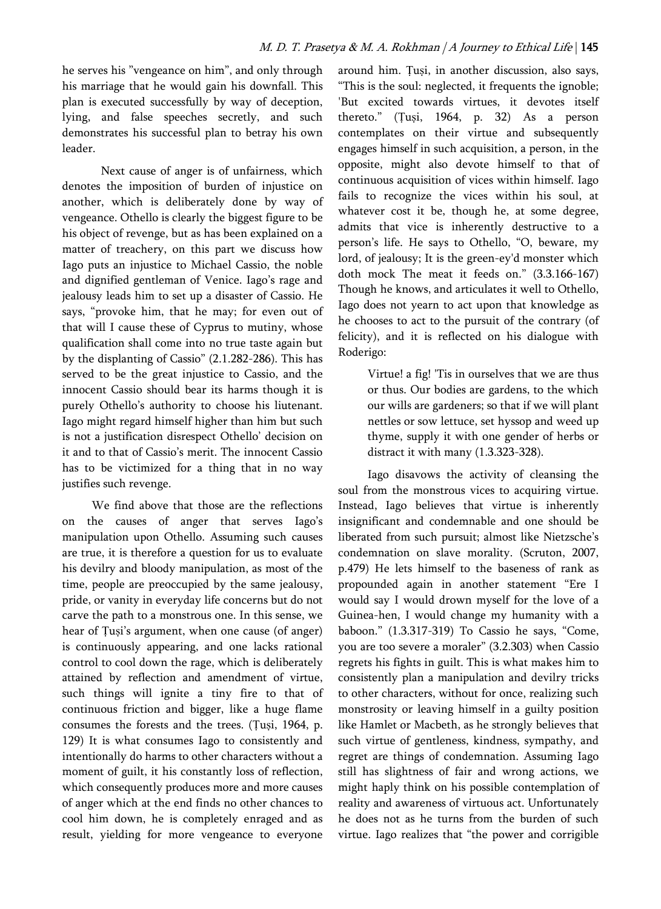he serves his "vengeance on him", and only through his marriage that he would gain his downfall. This plan is executed successfully by way of deception, lying, and false speeches secretly, and such demonstrates his successful plan to betray his own leader.

Next cause of anger is of unfairness, which denotes the imposition of burden of injustice on another, which is deliberately done by way of vengeance. Othello is clearly the biggest figure to be his object of revenge, but as has been explained on a matter of treachery, on this part we discuss how Iago puts an injustice to Michael Cassio, the noble and dignified gentleman of Venice. Iago's rage and jealousy leads him to set up a disaster of Cassio. He says, "provoke him, that he may; for even out of that will I cause these of Cyprus to mutiny, whose qualification shall come into no true taste again but by the displanting of Cassio" (2.1.282-286). This has served to be the great injustice to Cassio, and the innocent Cassio should bear its harms though it is purely Othello's authority to choose his liutenant. Iago might regard himself higher than him but such is not a justification disrespect Othello' decision on it and to that of Cassio's merit. The innocent Cassio has to be victimized for a thing that in no way justifies such revenge.

We find above that those are the reflections on the causes of anger that serves Iago's manipulation upon Othello. Assuming such causes are true, it is therefore a question for us to evaluate his devilry and bloody manipulation, as most of the time, people are preoccupied by the same jealousy, pride, or vanity in everyday life concerns but do not carve the path to a monstrous one. In this sense, we hear of Ṭuși's argument, when one cause (of anger) is continuously appearing, and one lacks rational control to cool down the rage, which is deliberately attained by reflection and amendment of virtue, such things will ignite a tiny fire to that of continuous friction and bigger, like a huge flame consumes the forests and the trees. (Ṭuși, 1964, p. 129) It is what consumes Iago to consistently and intentionally do harms to other characters without a moment of guilt, it his constantly loss of reflection, which consequently produces more and more causes of anger which at the end finds no other chances to cool him down, he is completely enraged and as result, yielding for more vengeance to everyone around him. Ṭuși, in another discussion, also says, "This is the soul: neglected, it frequents the ignoble; 'But excited towards virtues, it devotes itself thereto." (Ṭuși, 1964, p. 32) As a person contemplates on their virtue and subsequently engages himself in such acquisition, a person, in the opposite, might also devote himself to that of continuous acquisition of vices within himself. Iago fails to recognize the vices within his soul, at whatever cost it be, though he, at some degree, admits that vice is inherently destructive to a person's life. He says to Othello, "O, beware, my lord, of jealousy; It is the green-ey'd monster which doth mock The meat it feeds on." (3.3.166-167) Though he knows, and articulates it well to Othello, Iago does not yearn to act upon that knowledge as he chooses to act to the pursuit of the contrary (of felicity), and it is reflected on his dialogue with Roderigo:

> Virtue! a fig! 'Tis in ourselves that we are thus or thus. Our bodies are gardens, to the which our wills are gardeners; so that if we will plant nettles or sow lettuce, set hyssop and weed up thyme, supply it with one gender of herbs or distract it with many (1.3.323-328).

Iago disavows the activity of cleansing the soul from the monstrous vices to acquiring virtue. Instead, Iago believes that virtue is inherently insignificant and condemnable and one should be liberated from such pursuit; almost like Nietzsche's condemnation on slave morality. (Scruton, 2007, p.479) He lets himself to the baseness of rank as propounded again in another statement "Ere I would say I would drown myself for the love of a Guinea-hen, I would change my humanity with a baboon." (1.3.317-319) To Cassio he says, "Come, you are too severe a moraler" (3.2.303) when Cassio regrets his fights in guilt. This is what makes him to consistently plan a manipulation and devilry tricks to other characters, without for once, realizing such monstrosity or leaving himself in a guilty position like Hamlet or Macbeth, as he strongly believes that such virtue of gentleness, kindness, sympathy, and regret are things of condemnation. Assuming Iago still has slightness of fair and wrong actions, we might haply think on his possible contemplation of reality and awareness of virtuous act. Unfortunately he does not as he turns from the burden of such virtue. Iago realizes that "the power and corrigible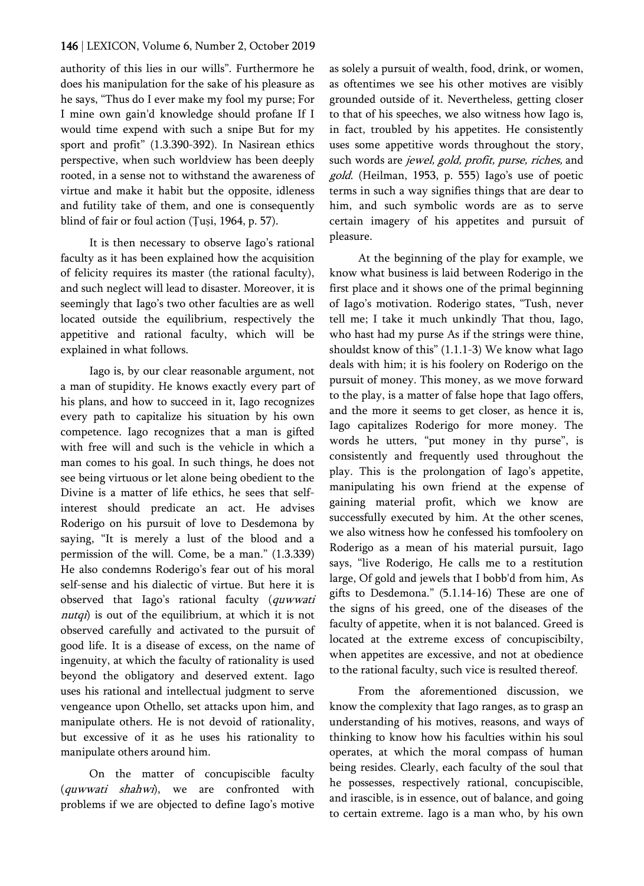authority of this lies in our wills". Furthermore he does his manipulation for the sake of his pleasure as he says, "Thus do I ever make my fool my purse; For I mine own gain'd knowledge should profane If I would time expend with such a snipe But for my sport and profit" (1.3.390-392). In Nasirean ethics perspective, when such worldview has been deeply rooted, in a sense not to withstand the awareness of virtue and make it habit but the opposite, idleness and futility take of them, and one is consequently blind of fair or foul action (Ṭuṣi, 1964, p. 57).

It is then necessary to observe Iago's rational faculty as it has been explained how the acquisition of felicity requires its master (the rational faculty), and such neglect will lead to disaster. Moreover, it is seemingly that Iago's two other faculties are as well located outside the equilibrium, respectively the appetitive and rational faculty, which will be explained in what follows.

Iago is, by our clear reasonable argument, not a man of stupidity. He knows exactly every part of his plans, and how to succeed in it, Iago recognizes every path to capitalize his situation by his own competence. Iago recognizes that a man is gifted with free will and such is the vehicle in which a man comes to his goal. In such things, he does not see being virtuous or let alone being obedient to the Divine is a matter of life ethics, he sees that self-interest should predicate an act. He advises Roderigo on his pursuit of love to Desdemona by saying, "It is merely a lust of the blood and a permission of the will. Come, be a man." (1.3.339) He also condemns Roderigo's fear out of his moral self-sense and his dialectic of virtue. But here it is observed that Iago's rational faculty (*quwwati nutqi*) is out of the equilibrium, at which it is not observed carefully and activated to the pursuit of good life. It is a disease of excess, on the name of ingenuity, at which the faculty of rationality is used beyond the obligatory and deserved extent. Iago uses his rational and intellectual judgment to serve vengeance upon Othello, set attacks upon him, and manipulate others. He is not devoid of rationality, but excessive of it as he uses his rationality to manipulate others around him.

On the matter of concupiscible faculty (*quwwati shahwi*), we are confronted with problems if we are objected to define Iago's motive as solely a pursuit of wealth, food, drink, or women, as oftentimes we see his other motives are visibly grounded outside of it. Nevertheless, getting closer to that of his speeches, we also witness how Iago is, in fact, troubled by his appetites. He consistently uses some appetitive words throughout the story, such words are *jewel, gold, profit, purse, riches,* and *gold*. (Heilman, 1953, p. 555) Iago's use of poetic terms in such a way signifies things that are dear to him, and such symbolic words are as to serve certain imagery of his appetites and pursuit of pleasure.

At the beginning of the play for example, we know what business is laid between Roderigo in the first place and it shows one of the primal beginning of Iago's motivation. Roderigo states, "Tush, never tell me; I take it much unkindly That thou, Iago, who hast had my purse As if the strings were thine, shouldst know of this" (1.1.1-3) We know what Iago deals with him; it is his foolery on Roderigo on the pursuit of money. This money, as we move forward to the play, is a matter of false hope that Iago offers, and the more it seems to get closer, as hence it is, Iago capitalizes Roderigo for more money. The words he utters, "put money in thy purse", is consistently and frequently used throughout the play. This is the prolongation of Iago's appetite, manipulating his own friend at the expense of gaining material profit, which we know are successfully executed by him. At the other scenes, we also witness how he confessed his tomfoolery on Roderigo as a mean of his material pursuit, Iago says, "live Roderigo, He calls me to a restitution large, Of gold and jewels that I bobb'd from him, As gifts to Desdemona." (5.1.14-16) These are one of the signs of his greed, one of the diseases of the faculty of appetite, when it is not balanced. Greed is located at the extreme excess of concupiscibilty, when appetites are excessive, and not at obedience to the rational faculty, such vice is resulted thereof.

From the aforementioned discussion, we know the complexity that Iago ranges, as to grasp an understanding of his motives, reasons, and ways of thinking to know how his faculties within his soul operates, at which the moral compass of human being resides. Clearly, each faculty of the soul that he possesses, respectively rational, concupiscible, and irascible, is in essence, out of balance, and going to certain extreme. Iago is a man who, by his own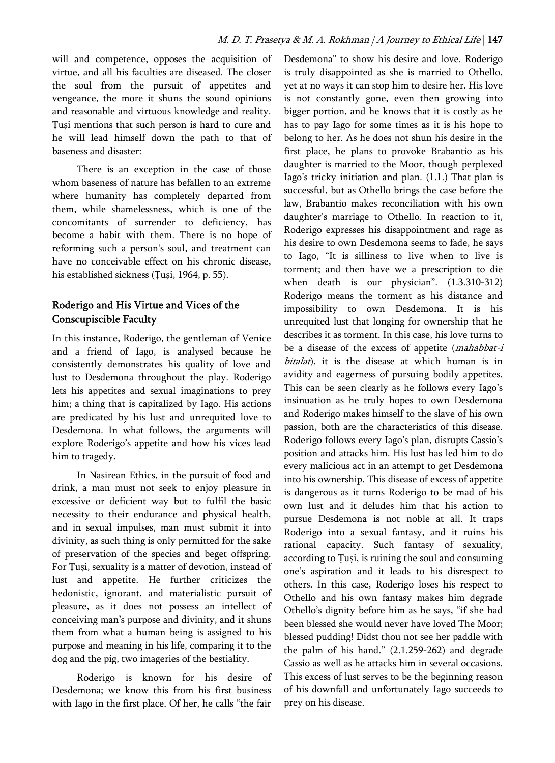will and competence, opposes the acquisition of virtue, and all his faculties are diseased. The closer the soul from the pursuit of appetites and vengeance, the more it shuns the sound opinions and reasonable and virtuous knowledge and reality. Ṭuṣi mentions that such person is hard to cure and he will lead himself down the path to that of baseness and disaster:

> There is an exception in the case of those whom baseness of nature has befallen to an extreme where humanity has completely departed from them, while shamelessness, which is one of the concomitants of surrender to deficiency, has become a habit with them. There is no hope of reforming such a person's soul, and treatment can have no conceivable effect on his chronic disease, his established sickness (Ṭuṣi, 1964, p. 55).

## Roderigo and His Virtue and Vices of the Conscupiscible Faculty

In this instance, Roderigo, the gentleman of Venice and a friend of Iago, is analysed because he consistently demonstrates his quality of love and lust to Desdemona throughout the play. Roderigo lets his appetites and sexual imaginations to prey him; a thing that is capitalized by Iago. His actions are predicated by his lust and unrequited love to Desdemona. In what follows, the arguments will explore Roderigo's appetite and how his vices lead him to tragedy.

In Nasirean Ethics, in the pursuit of food and drink, a man must not seek to enjoy pleasure in excessive or deficient way but to fulfil the basic necessity to their endurance and physical health, and in sexual impulses, man must submit it into divinity, as such thing is only permitted for the sake of preservation of the species and beget offspring. For Ṭuṣi, sexuality is a matter of devotion, instead of lust and appetite. He further criticizes the hedonistic, ignorant, and materialistic pursuit of pleasure, as it does not possess an intellect of conceiving man's purpose and divinity, and it shuns them from what a human being is assigned to his purpose and meaning in his life, comparing it to the dog and the pig, two imageries of the bestiality.

Roderigo is known for his desire of Desdemona; we know this from his first business with Iago in the first place. Of her, he calls "the fair Desdemona" to show his desire and love. Roderigo is truly disappointed as she is married to Othello, yet at no ways it can stop him to desire her. His love is not constantly gone, even then growing into bigger portion, and he knows that it is costly as he has to pay Iago for some times as it is his hope to belong to her. As he does not shun his desire in the first place, he plans to provoke Brabantio as his daughter is married to the Moor, though perplexed Iago's tricky initiation and plan. (1.1.) That plan is successful, but as Othello brings the case before the law, Brabantio makes reconciliation with his own daughter's marriage to Othello. In reaction to it, Roderigo expresses his disappointment and rage as his desire to own Desdemona seems to fade, he says to Iago, "It is silliness to live when to live is torment; and then have we a prescription to die when death is our physician". (1.3.310-312) Roderigo means the torment as his distance and impossibility to own Desdemona. It is his unrequited lust that longing for ownership that he describes it as torment. In this case, his love turns to be a disease of the excess of appetite (*mahabbat-i bitalat*), it is the disease at which human is in avidity and eagerness of pursuing bodily appetites. This can be seen clearly as he follows every Iago's insinuation as he truly hopes to own Desdemona and Roderigo makes himself to the slave of his own passion, both are the characteristics of this disease. Roderigo follows every Iago's plan, disrupts Cassio's position and attacks him. His lust has led him to do every malicious act in an attempt to get Desdemona into his ownership. This disease of excess of appetite is dangerous as it turns Roderigo to be mad of his own lust and it deludes him that his action to pursue Desdemona is not noble at all. It traps Roderigo into a sexual fantasy, and it ruins his rational capacity. Such fantasy of sexuality, according to Ṭuṣi, is ruining the soul and consuming one's aspiration and it leads to his disrespect to others. In this case, Roderigo loses his respect to Othello and his own fantasy makes him degrade Othello's dignity before him as he says, "if she had been blessed she would never have loved The Moor; blessed pudding! Didst thou not see her paddle with the palm of his hand." (2.1.259-262) and degrade Cassio as well as he attacks him in several occasions. This excess of lust serves to be the beginning reason of his downfall and unfortunately Iago succeeds to prey on his disease.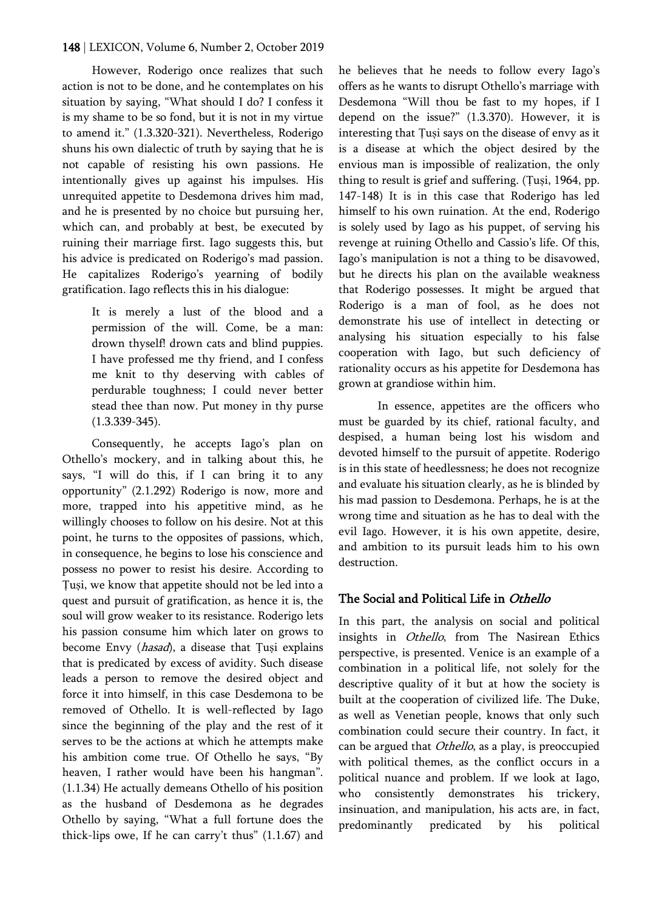However, Roderigo once realizes that such action is not to be done, and he contemplates on his situation by saying, "What should I do? I confess it is my shame to be so fond, but it is not in my virtue to amend it." (1.3.320-321). Nevertheless, Roderigo shuns his own dialectic of truth by saying that he is not capable of resisting his own passions. He intentionally gives up against his impulses. His unrequited appetite to Desdemona drives him mad, and he is presented by no choice but pursuing her, which can, and probably at best, be executed by ruining their marriage first. Iago suggests this, but his advice is predicated on Roderigo's mad passion. He capitalizes Roderigo's yearning of bodily gratification. Iago reflects this in his dialogue:

> It is merely a lust of the blood and a permission of the will. Come, be a man: drown thyself! drown cats and blind puppies. I have professed me thy friend, and I confess me knit to thy deserving with cables of perdurable toughness; I could never better stead thee than now. Put money in thy purse (1.3.339-345).

Consequently, he accepts Iago's plan on Othello's mockery, and in talking about this, he says, "I will do this, if I can bring it to any opportunity" (2.1.292) Roderigo is now, more and more, trapped into his appetitive mind, as he willingly chooses to follow on his desire. Not at this point, he turns to the opposites of passions, which, in consequence, he begins to lose his conscience and possess no power to resist his desire. According to Țuși, we know that appetite should not be led into a quest and pursuit of gratification, as hence it is, the soul will grow weaker to its resistance. Roderigo lets his passion consume him which later on grows to become Envy (*hasad*), a disease that Țuși explains that is predicated by excess of avidity. Such disease leads a person to remove the desired object and force it into himself, in this case Desdemona to be removed of Othello. It is well-reflected by Iago since the beginning of the play and the rest of it serves to be the actions at which he attempts make his ambition come true. Of Othello he says, "By heaven, I rather would have been his hangman". (1.1.34) He actually demeans Othello of his position as the husband of Desdemona as he degrades Othello by saying, "What a full fortune does the thick-lips owe, If he can carry't thus" (1.1.67) and he believes that he needs to follow every Iago's offers as he wants to disrupt Othello's marriage with Desdemona "Will thou be fast to my hopes, if I depend on the issue?" (1.3.370). However, it is interesting that Țuși says on the disease of envy as it is a disease at which the object desired by the envious man is impossible of realization, the only thing to result is grief and suffering. (Țuși, 1964, pp. 147-148) It is in this case that Roderigo has led himself to his own ruination. At the end, Roderigo is solely used by Iago as his puppet, of serving his revenge at ruining Othello and Cassio's life. Of this, Iago's manipulation is not a thing to be disavowed, but he directs his plan on the available weakness that Roderigo possesses. It might be argued that Roderigo is a man of fool, as he does not demonstrate his use of intellect in detecting or analysing his situation especially to his false cooperation with Iago, but such deficiency of rationality occurs as his appetite for Desdemona has grown at grandiose within him.

In essence, appetites are the officers who must be guarded by its chief, rational faculty, and despised, a human being lost his wisdom and devoted himself to the pursuit of appetite. Roderigo is in this state of heedlessness; he does not recognize and evaluate his situation clearly, as he is blinded by his mad passion to Desdemona. Perhaps, he is at the wrong time and situation as he has to deal with the evil Iago. However, it is his own appetite, desire, and ambition to its pursuit leads him to his own destruction.

## The Social and Political Life in *Othello*

In this part, the analysis on social and political insights in *Othello*, from The Nasirean Ethics perspective, is presented. Venice is an example of a combination in a political life, not solely for the descriptive quality of it but at how the society is built at the cooperation of civilized life. The Duke, as well as Venetian people, knows that only such combination could secure their country. In fact, it can be argued that *Othello*, as a play, is preoccupied with political themes, as the conflict occurs in a political nuance and problem. If we look at Iago, who consistently demonstrates his trickery, insinuation, and manipulation, his acts are, in fact, predominantly predicated by his political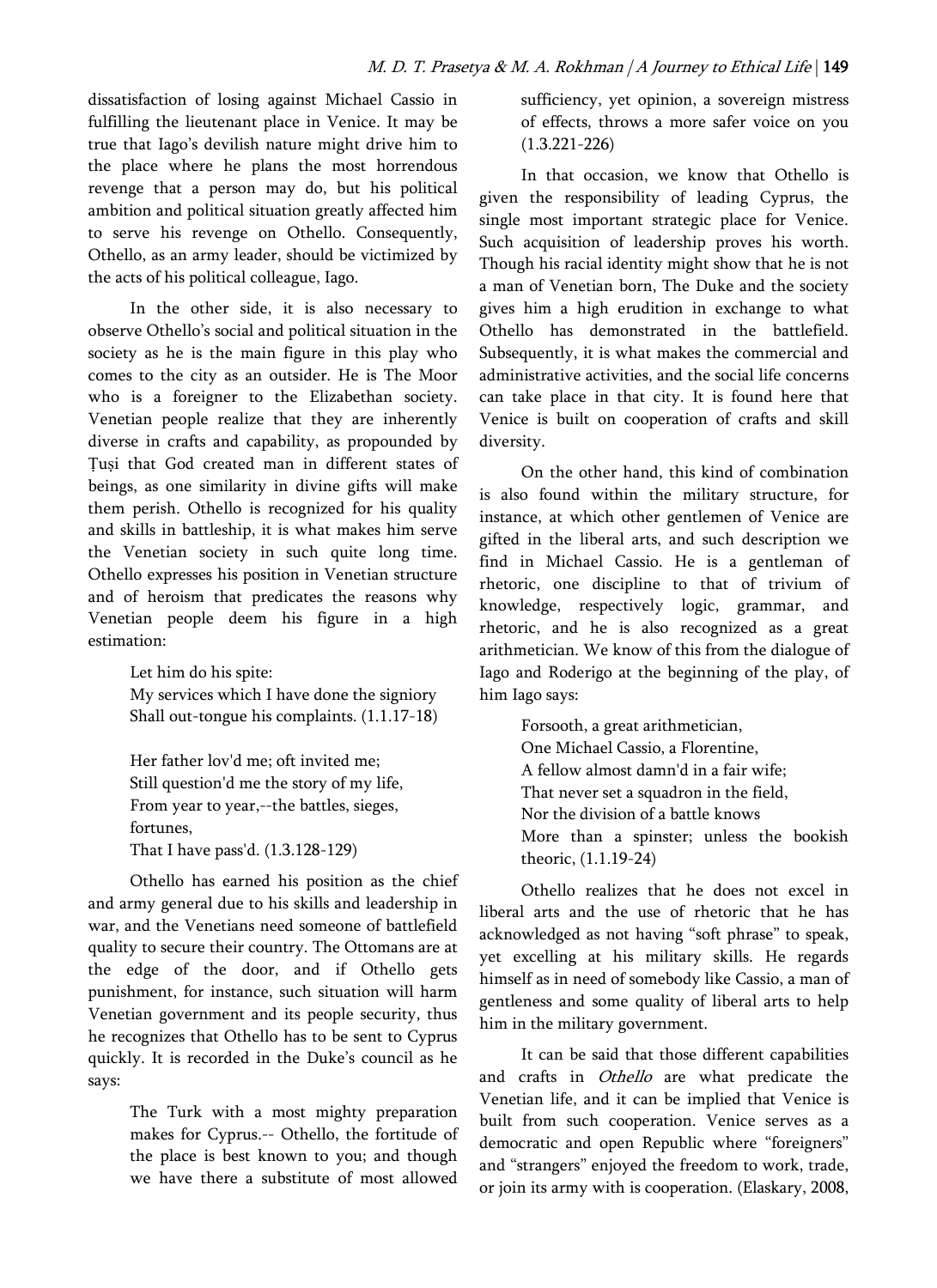dissatisfaction of losing against Michael Cassio in fulfilling the lieutenant place in Venice. It may be true that Iago's devilish nature might drive him to the place where he plans the most horrendous revenge that a person may do, but his political ambition and political situation greatly affected him to serve his revenge on Othello. Consequently, Othello, as an army leader, should be victimized by the acts of his political colleague, Iago.

In the other side, it is also necessary to observe Othello's social and political situation in the society as he is the main figure in this play who comes to the city as an outsider. He is The Moor who is a foreigner to the Elizabethan society. Venetian people realize that they are inherently diverse in crafts and capability, as propounded by Ṭuṣi that God created man in different states of beings, as one similarity in divine gifts will make them perish. Othello is recognized for his quality and skills in battleship, it is what makes him serve the Venetian society in such quite long time. Othello expresses his position in Venetian structure and of heroism that predicates the reasons why Venetian people deem his figure in a high estimation:

> Let him do his spite:
> My services which I have done the signiory
> Shall out-tongue his complaints. (1.1.17-18)
>
> Her father lov'd me; oft invited me;
> Still question'd me the story of my life,
> From year to year,--the battles, sieges, fortunes,
> That I have pass'd. (1.3.128-129)

Othello has earned his position as the chief and army general due to his skills and leadership in war, and the Venetians need someone of battlefield quality to secure their country. The Ottomans are at the edge of the door, and if Othello gets punishment, for instance, such situation will harm Venetian government and its people security, thus he recognizes that Othello has to be sent to Cyprus quickly. It is recorded in the Duke's council as he says:

> The Turk with a most mighty preparation makes for Cyprus.-- Othello, the fortitude of the place is best known to you; and though we have there a substitute of most allowed sufficiency, yet opinion, a sovereign mistress of effects, throws a more safer voice on you (1.3.221-226)

In that occasion, we know that Othello is given the responsibility of leading Cyprus, the single most important strategic place for Venice. Such acquisition of leadership proves his worth. Though his racial identity might show that he is not a man of Venetian born, The Duke and the society gives him a high erudition in exchange to what Othello has demonstrated in the battlefield. Subsequently, it is what makes the commercial and administrative activities, and the social life concerns can take place in that city. It is found here that Venice is built on cooperation of crafts and skill diversity.

On the other hand, this kind of combination is also found within the military structure, for instance, at which other gentlemen of Venice are gifted in the liberal arts, and such description we find in Michael Cassio. He is a gentleman of rhetoric, one discipline to that of trivium of knowledge, respectively logic, grammar, and rhetoric, and he is also recognized as a great arithmetician. We know of this from the dialogue of Iago and Roderigo at the beginning of the play, of him Iago says:

> Forsooth, a great arithmetician,
> One Michael Cassio, a Florentine,
> A fellow almost damn'd in a fair wife;
> That never set a squadron in the field,
> Nor the division of a battle knows
> More than a spinster; unless the bookish theoric, (1.1.19-24)

Othello realizes that he does not excel in liberal arts and the use of rhetoric that he has acknowledged as not having "soft phrase" to speak, yet excelling at his military skills. He regards himself as in need of somebody like Cassio, a man of gentleness and some quality of liberal arts to help him in the military government.

It can be said that those different capabilities and crafts in *Othello* are what predicate the Venetian life, and it can be implied that Venice is built from such cooperation. Venice serves as a democratic and open Republic where "foreigners" and "strangers" enjoyed the freedom to work, trade, or join its army with is cooperation. (Elaskary, 2008,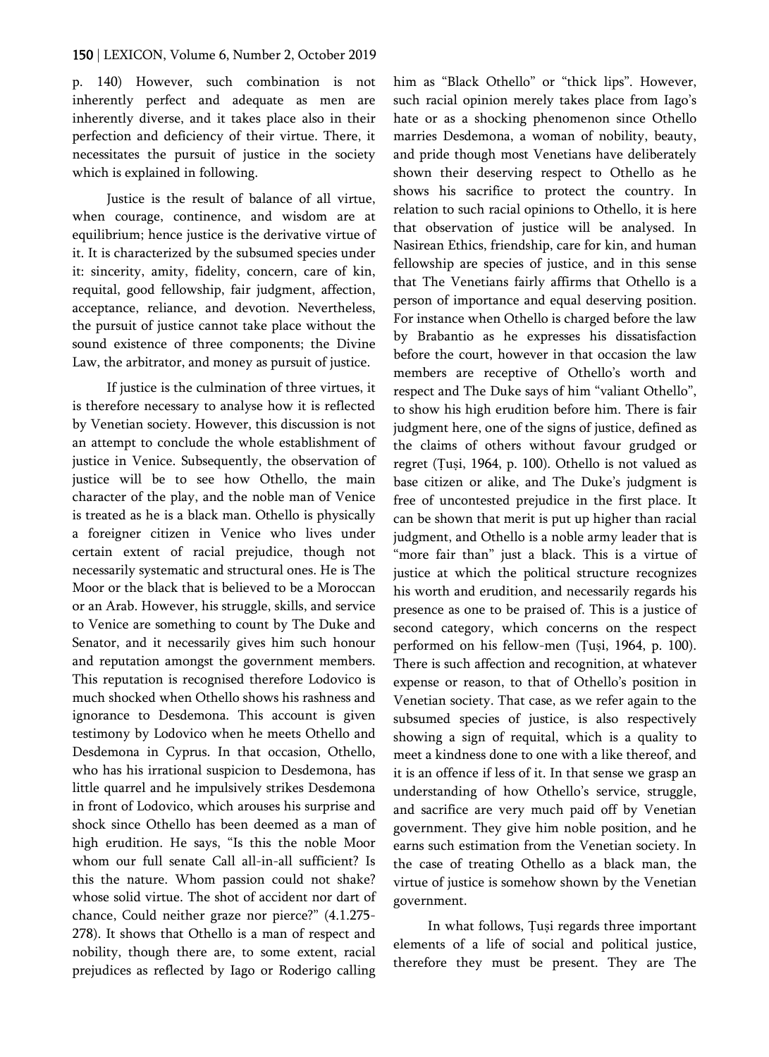p. 140) However, such combination is not inherently perfect and adequate as men are inherently diverse, and it takes place also in their perfection and deficiency of their virtue. There, it necessitates the pursuit of justice in the society which is explained in following.

Justice is the result of balance of all virtue, when courage, continence, and wisdom are at equilibrium; hence justice is the derivative virtue of it. It is characterized by the subsumed species under it: sincerity, amity, fidelity, concern, care of kin, requital, good fellowship, fair judgment, affection, acceptance, reliance, and devotion. Nevertheless, the pursuit of justice cannot take place without the sound existence of three components; the Divine Law, the arbitrator, and money as pursuit of justice.

If justice is the culmination of three virtues, it is therefore necessary to analyse how it is reflected by Venetian society. However, this discussion is not an attempt to conclude the whole establishment of justice in Venice. Subsequently, the observation of justice will be to see how Othello, the main character of the play, and the noble man of Venice is treated as he is a black man. Othello is physically a foreigner citizen in Venice who lives under certain extent of racial prejudice, though not necessarily systematic and structural ones. He is The Moor or the black that is believed to be a Moroccan or an Arab. However, his struggle, skills, and service to Venice are something to count by The Duke and Senator, and it necessarily gives him such honour and reputation amongst the government members. This reputation is recognised therefore Lodovico is much shocked when Othello shows his rashness and ignorance to Desdemona. This account is given testimony by Lodovico when he meets Othello and Desdemona in Cyprus. In that occasion, Othello, who has his irrational suspicion to Desdemona, has little quarrel and he impulsively strikes Desdemona in front of Lodovico, which arouses his surprise and shock since Othello has been deemed as a man of high erudition. He says, "Is this the noble Moor whom our full senate Call all-in-all sufficient? Is this the nature. Whom passion could not shake? whose solid virtue. The shot of accident nor dart of chance, Could neither graze nor pierce?" (4.1.275-278). It shows that Othello is a man of respect and nobility, though there are, to some extent, racial prejudices as reflected by Iago or Roderigo calling him as "Black Othello" or "thick lips". However, such racial opinion merely takes place from Iago's hate or as a shocking phenomenon since Othello marries Desdemona, a woman of nobility, beauty, and pride though most Venetians have deliberately shown their deserving respect to Othello as he shows his sacrifice to protect the country. In relation to such racial opinions to Othello, it is here that observation of justice will be analysed. In Nasirean Ethics, friendship, care for kin, and human fellowship are species of justice, and in this sense that The Venetians fairly affirms that Othello is a person of importance and equal deserving position. For instance when Othello is charged before the law by Brabantio as he expresses his dissatisfaction before the court, however in that occasion the law members are receptive of Othello's worth and respect and The Duke says of him "valiant Othello", to show his high erudition before him. There is fair judgment here, one of the signs of justice, defined as the claims of others without favour grudged or regret (Țuși, 1964, p. 100). Othello is not valued as base citizen or alike, and The Duke's judgment is free of uncontested prejudice in the first place. It can be shown that merit is put up higher than racial judgment, and Othello is a noble army leader that is "more fair than" just a black. This is a virtue of justice at which the political structure recognizes his worth and erudition, and necessarily regards his presence as one to be praised of. This is a justice of second category, which concerns on the respect performed on his fellow-men (Țuși, 1964, p. 100). There is such affection and recognition, at whatever expense or reason, to that of Othello's position in Venetian society. That case, as we refer again to the subsumed species of justice, is also respectively showing a sign of requital, which is a quality to meet a kindness done to one with a like thereof, and it is an offence if less of it. In that sense we grasp an understanding of how Othello's service, struggle, and sacrifice are very much paid off by Venetian government. They give him noble position, and he earns such estimation from the Venetian society. In the case of treating Othello as a black man, the virtue of justice is somehow shown by the Venetian government.

In what follows, Țuși regards three important elements of a life of social and political justice, therefore they must be present. They are The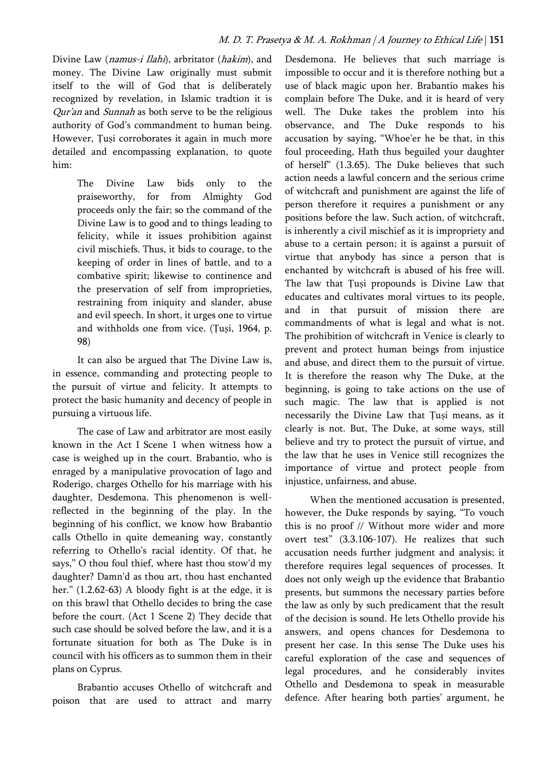Divine Law (*namus-i Ilahi*), arbitrator (*hakim*), and money. The Divine Law originally must submit itself to the will of God that is deliberately recognized by revelation, in Islamic tradtion it is *Qur'an* and *Sunnah* as both serve to be the religious authority of God's commandment to human being. However, Ṭuṣi corroborates it again in much more detailed and encompassing explanation, to quote him:

> The Divine Law bids only to the praiseworthy, for from Almighty God proceeds only the fair; so the command of the Divine Law is to good and to things leading to felicity, while it issues prohibition against civil mischiefs. Thus, it bids to courage, to the keeping of order in lines of battle, and to a combative spirit; likewise to continence and the preservation of self from improprieties, restraining from iniquity and slander, abuse and evil speech. In short, it urges one to virtue and withholds one from vice. (Ṭuṣi, 1964, p. 98)

It can also be argued that The Divine Law is, in essence, commanding and protecting people to the pursuit of virtue and felicity. It attempts to protect the basic humanity and decency of people in pursuing a virtuous life.

The case of Law and arbitrator are most easily known in the Act I Scene 1 when witness how a case is weighed up in the court. Brabantio, who is enraged by a manipulative provocation of Iago and Roderigo, charges Othello for his marriage with his daughter, Desdemona. This phenomenon is well-reflected in the beginning of the play. In the beginning of his conflict, we know how Brabantio calls Othello in quite demeaning way, constantly referring to Othello's racial identity. Of that, he says," O thou foul thief, where hast thou stow'd my daughter? Damn'd as thou art, thou hast enchanted her." (1.2.62-63) A bloody fight is at the edge, it is on this brawl that Othello decides to bring the case before the court. (Act 1 Scene 2) They decide that such case should be solved before the law, and it is a fortunate situation for both as The Duke is in council with his officers as to summon them in their plans on Cyprus.

Brabantio accuses Othello of witchcraft and poison that are used to attract and marry Desdemona. He believes that such marriage is impossible to occur and it is therefore nothing but a use of black magic upon her. Brabantio makes his complain before The Duke, and it is heard of very well. The Duke takes the problem into his observance, and The Duke responds to his accusation by saying, "Whoe'er he be that, in this foul proceeding, Hath thus beguiled your daughter of herself" (1.3.65). The Duke believes that such action needs a lawful concern and the serious crime of witchcraft and punishment are against the life of person therefore it requires a punishment or any positions before the law. Such action, of witchcraft, is inherently a civil mischief as it is impropriety and abuse to a certain person; it is against a pursuit of virtue that anybody has since a person that is enchanted by witchcraft is abused of his free will. The law that Ṭuṣi propounds is Divine Law that educates and cultivates moral virtues to its people, and in that pursuit of mission there are commandments of what is legal and what is not. The prohibition of witchcraft in Venice is clearly to prevent and protect human beings from injustice and abuse, and direct them to the pursuit of virtue. It is therefore the reason why The Duke, at the beginning, is going to take actions on the use of such magic. The law that is applied is not necessarily the Divine Law that Ṭuṣi means, as it clearly is not. But, The Duke, at some ways, still believe and try to protect the pursuit of virtue, and the law that he uses in Venice still recognizes the importance of virtue and protect people from injustice, unfairness, and abuse.

When the mentioned accusation is presented, however, the Duke responds by saying, "To vouch this is no proof // Without more wider and more overt test" (3.3.106-107). He realizes that such accusation needs further judgment and analysis; it therefore requires legal sequences of processes. It does not only weigh up the evidence that Brabantio presents, but summons the necessary parties before the law as only by such predicament that the result of the decision is sound. He lets Othello provide his answers, and opens chances for Desdemona to present her case. In this sense The Duke uses his careful exploration of the case and sequences of legal procedures, and he considerably invites Othello and Desdemona to speak in measurable defence. After hearing both parties' argument, he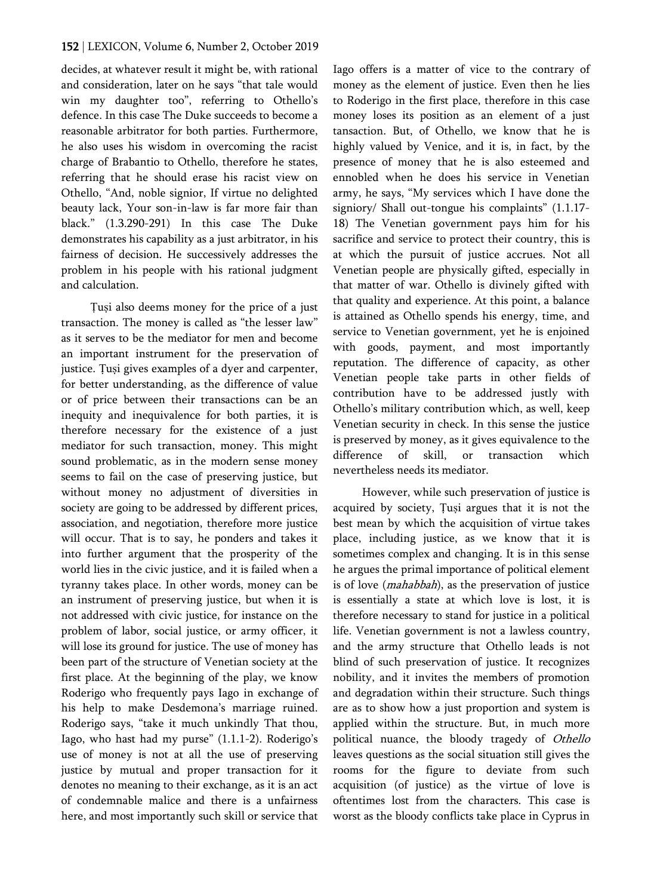decides, at whatever result it might be, with rational and consideration, later on he says "that tale would win my daughter too", referring to Othello's defence. In this case The Duke succeeds to become a reasonable arbitrator for both parties. Furthermore, he also uses his wisdom in overcoming the racist charge of Brabantio to Othello, therefore he states, referring that he should erase his racist view on Othello, "And, noble signior, If virtue no delighted beauty lack, Your son-in-law is far more fair than black." (1.3.290-291) In this case The Duke demonstrates his capability as a just arbitrator, in his fairness of decision. He successively addresses the problem in his people with his rational judgment and calculation.

Țuși also deems money for the price of a just transaction. The money is called as "the lesser law" as it serves to be the mediator for men and become an important instrument for the preservation of justice. Țuși gives examples of a dyer and carpenter, for better understanding, as the difference of value or of price between their transactions can be an inequity and inequivalence for both parties, it is therefore necessary for the existence of a just mediator for such transaction, money. This might sound problematic, as in the modern sense money seems to fail on the case of preserving justice, but without money no adjustment of diversities in society are going to be addressed by different prices, association, and negotiation, therefore more justice will occur. That is to say, he ponders and takes it into further argument that the prosperity of the world lies in the civic justice, and it is failed when a tyranny takes place. In other words, money can be an instrument of preserving justice, but when it is not addressed with civic justice, for instance on the problem of labor, social justice, or army officer, it will lose its ground for justice. The use of money has been part of the structure of Venetian society at the first place. At the beginning of the play, we know Roderigo who frequently pays Iago in exchange of his help to make Desdemona's marriage ruined. Roderigo says, "take it much unkindly That thou, Iago, who hast had my purse" (1.1.1-2). Roderigo's use of money is not at all the use of preserving justice by mutual and proper transaction for it denotes no meaning to their exchange, as it is an act of condemnable malice and there is a unfairness here, and most importantly such skill or service that Iago offers is a matter of vice to the contrary of money as the element of justice. Even then he lies to Roderigo in the first place, therefore in this case money loses its position as an element of a just tansaction. But, of Othello, we know that he is highly valued by Venice, and it is, in fact, by the presence of money that he is also esteemed and ennobled when he does his service in Venetian army, he says, "My services which I have done the signiory/ Shall out-tongue his complaints" (1.1.17-18) The Venetian government pays him for his sacrifice and service to protect their country, this is at which the pursuit of justice accrues. Not all Venetian people are physically gifted, especially in that matter of war. Othello is divinely gifted with that quality and experience. At this point, a balance is attained as Othello spends his energy, time, and service to Venetian government, yet he is enjoined with goods, payment, and most importantly reputation. The difference of capacity, as other Venetian people take parts in other fields of contribution have to be addressed justly with Othello's military contribution which, as well, keep Venetian security in check. In this sense the justice is preserved by money, as it gives equivalence to the difference of skill, or transaction which nevertheless needs its mediator.

However, while such preservation of justice is acquired by society, Țuși argues that it is not the best mean by which the acquisition of virtue takes place, including justice, as we know that it is sometimes complex and changing. It is in this sense he argues the primal importance of political element is of love (*mahabbah*), as the preservation of justice is essentially a state at which love is lost, it is therefore necessary to stand for justice in a political life. Venetian government is not a lawless country, and the army structure that Othello leads is not blind of such preservation of justice. It recognizes nobility, and it invites the members of promotion and degradation within their structure. Such things are as to show how a just proportion and system is applied within the structure. But, in much more political nuance, the bloody tragedy of *Othello* leaves questions as the social situation still gives the rooms for the figure to deviate from such acquisition (of justice) as the virtue of love is oftentimes lost from the characters. This case is worst as the bloody conflicts take place in Cyprus in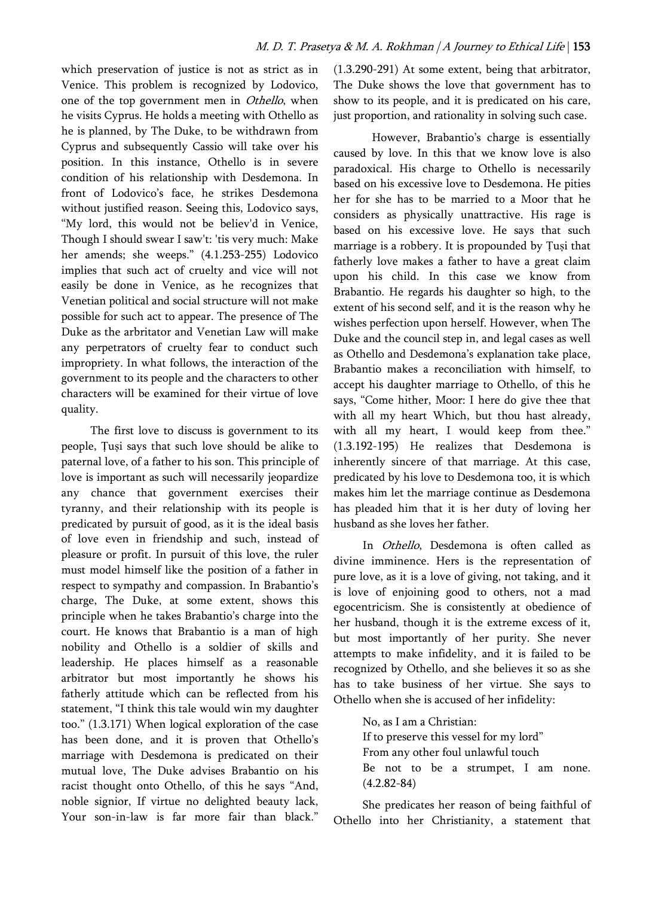which preservation of justice is not as strict as in Venice. This problem is recognized by Lodovico, one of the top government men in *Othello*, when he visits Cyprus. He holds a meeting with Othello as he is planned, by The Duke, to be withdrawn from Cyprus and subsequently Cassio will take over his position. In this instance, Othello is in severe condition of his relationship with Desdemona. In front of Lodovico's face, he strikes Desdemona without justified reason. Seeing this, Lodovico says, "My lord, this would not be believ'd in Venice, Though I should swear I saw't: 'tis very much: Make her amends; she weeps." (4.1.253-255) Lodovico implies that such act of cruelty and vice will not easily be done in Venice, as he recognizes that Venetian political and social structure will not make possible for such act to appear. The presence of The Duke as the arbitrator and Venetian Law will make any perpetrators of cruelty fear to conduct such impropriety. In what follows, the interaction of the government to its people and the characters to other characters will be examined for their virtue of love quality.

The first love to discuss is government to its people, Ţuşi says that such love should be alike to paternal love, of a father to his son. This principle of love is important as such will necessarily jeopardize any chance that government exercises their tyranny, and their relationship with its people is predicated by pursuit of good, as it is the ideal basis of love even in friendship and such, instead of pleasure or profit. In pursuit of this love, the ruler must model himself like the position of a father in respect to sympathy and compassion. In Brabantio's charge, The Duke, at some extent, shows this principle when he takes Brabantio's charge into the court. He knows that Brabantio is a man of high nobility and Othello is a soldier of skills and leadership. He places himself as a reasonable arbitrator but most importantly he shows his fatherly attitude which can be reflected from his statement, "I think this tale would win my daughter too." (1.3.171) When logical exploration of the case has been done, and it is proven that Othello's marriage with Desdemona is predicated on their mutual love, The Duke advises Brabantio on his racist thought onto Othello, of this he says "And, noble signior, If virtue no delighted beauty lack, Your son-in-law is far more fair than black." (1.3.290-291) At some extent, being that arbitrator, The Duke shows the love that government has to show to its people, and it is predicated on his care, just proportion, and rationality in solving such case.

However, Brabantio's charge is essentially caused by love. In this that we know love is also paradoxical. His charge to Othello is necessarily based on his excessive love to Desdemona. He pities her for she has to be married to a Moor that he considers as physically unattractive. His rage is based on his excessive love. He says that such marriage is a robbery. It is propounded by Ţuşi that fatherly love makes a father to have a great claim upon his child. In this case we know from Brabantio. He regards his daughter so high, to the extent of his second self, and it is the reason why he wishes perfection upon herself. However, when The Duke and the council step in, and legal cases as well as Othello and Desdemona's explanation take place, Brabantio makes a reconciliation with himself, to accept his daughter marriage to Othello, of this he says, "Come hither, Moor: I here do give thee that with all my heart Which, but thou hast already, with all my heart, I would keep from thee." (1.3.192-195) He realizes that Desdemona is inherently sincere of that marriage. At this case, predicated by his love to Desdemona too, it is which makes him let the marriage continue as Desdemona has pleaded him that it is her duty of loving her husband as she loves her father.

In *Othello*, Desdemona is often called as divine imminence. Hers is the representation of pure love, as it is a love of giving, not taking, and it is love of enjoining good to others, not a mad egocentricism. She is consistently at obedience of her husband, though it is the extreme excess of it, but most importantly of her purity. She never attempts to make infidelity, and it is failed to be recognized by Othello, and she believes it so as she has to take business of her virtue. She says to Othello when she is accused of her infidelity:

> No, as I am a Christian:
> If to preserve this vessel for my lord"
> From any other foul unlawful touch
> Be not to be a strumpet, I am none. (4.2.82-84)

She predicates her reason of being faithful of Othello into her Christianity, a statement that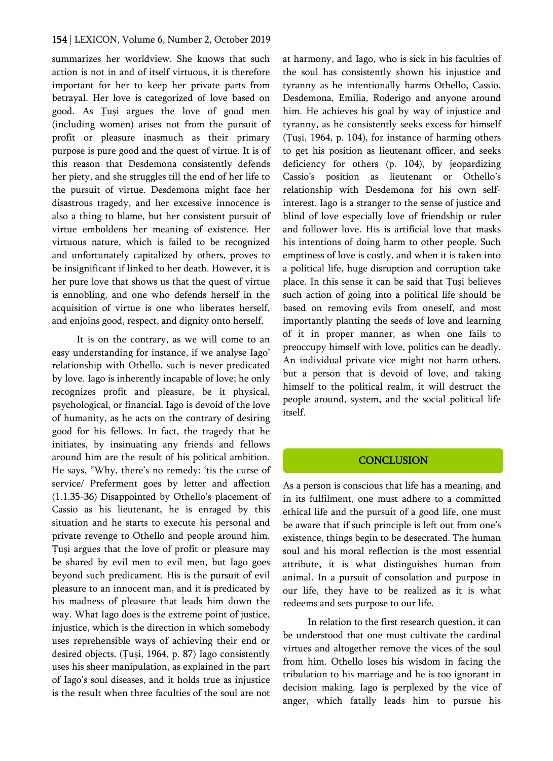summarizes her worldview. She knows that such action is not in and of itself virtuous, it is therefore important for her to keep her private parts from betrayal. Her love is categorized of love based on good. As Țuși argues the love of good men (including women) arises not from the pursuit of profit or pleasure inasmuch as their primary purpose is pure good and the quest of virtue. It is of this reason that Desdemona consistently defends her piety, and she struggles till the end of her life to the pursuit of virtue. Desdemona might face her disastrous tragedy, and her excessive innocence is also a thing to blame, but her consistent pursuit of virtue emboldens her meaning of existence. Her virtuous nature, which is failed to be recognized and unfortunately capitalized by others, proves to be insignificant if linked to her death. However, it is her pure love that shows us that the quest of virtue is ennobling, and one who defends herself in the acquisition of virtue is one who liberates herself, and enjoins good, respect, and dignity onto herself.

It is on the contrary, as we will come to an easy understanding for instance, if we analyse Iago' relationship with Othello, such is never predicated by love. Iago is inherently incapable of love; he only recognizes profit and pleasure, be it physical, psychological, or financial. Iago is devoid of the love of humanity, as he acts on the contrary of desiring good for his fellows. In fact, the tragedy that he initiates, by insinuating any friends and fellows around him are the result of his political ambition. He says, "Why, there's no remedy: 'tis the curse of service/ Preferment goes by letter and affection (1.1.35-36) Disappointed by Othello's placement of Cassio as his lieutenant, he is enraged by this situation and he starts to execute his personal and private revenge to Othello and people around him. Țuși argues that the love of profit or pleasure may be shared by evil men to evil men, but Iago goes beyond such predicament. His is the pursuit of evil pleasure to an innocent man, and it is predicated by his madness of pleasure that leads him down the way. What Iago does is the extreme point of justice, injustice, which is the direction in which somebody uses reprehensible ways of achieving their end or desired objects. (Țuși, 1964, p. 87) Iago consistently uses his sheer manipulation, as explained in the part of Iago's soul diseases, and it holds true as injustice is the result when three faculties of the soul are not at harmony, and Iago, who is sick in his faculties of the soul has consistently shown his injustice and tyranny as he intentionally harms Othello, Cassio, Desdemona, Emilia, Roderigo and anyone around him. He achieves his goal by way of injustice and tyranny, as he consistently seeks excess for himself (Țuși, 1964, p. 104), for instance of harming others to get his position as lieutenant officer, and seeks deficiency for others (p. 104), by jeopardizing Cassio's position as lieutenant or Othello's relationship with Desdemona for his own self-interest. Iago is a stranger to the sense of justice and blind of love especially love of friendship or ruler and follower love. His is artificial love that masks his intentions of doing harm to other people. Such emptiness of love is costly, and when it is taken into a political life, huge disruption and corruption take place. In this sense it can be said that Țuși believes such action of going into a political life should be based on removing evils from oneself, and most importantly planting the seeds of love and learning of it in proper manner, as when one fails to preoccupy himself with love, politics can be deadly. An individual private vice might not harm others, but a person that is devoid of love, and taking himself to the political realm, it will destruct the people around, system, and the social political life itself.

## CONCLUSION

As a person is conscious that life has a meaning, and in its fulfilment, one must adhere to a committed ethical life and the pursuit of a good life, one must be aware that if such principle is left out from one's existence, things begin to be desecrated. The human soul and his moral reflection is the most essential attribute, it is what distinguishes human from animal. In a pursuit of consolation and purpose in our life, they have to be realized as it is what redeems and sets purpose to our life.

In relation to the first research question, it can be understood that one must cultivate the cardinal virtues and altogether remove the vices of the soul from him. Othello loses his wisdom in facing the tribulation to his marriage and he is too ignorant in decision making. Iago is perplexed by the vice of anger, which fatally leads him to pursue his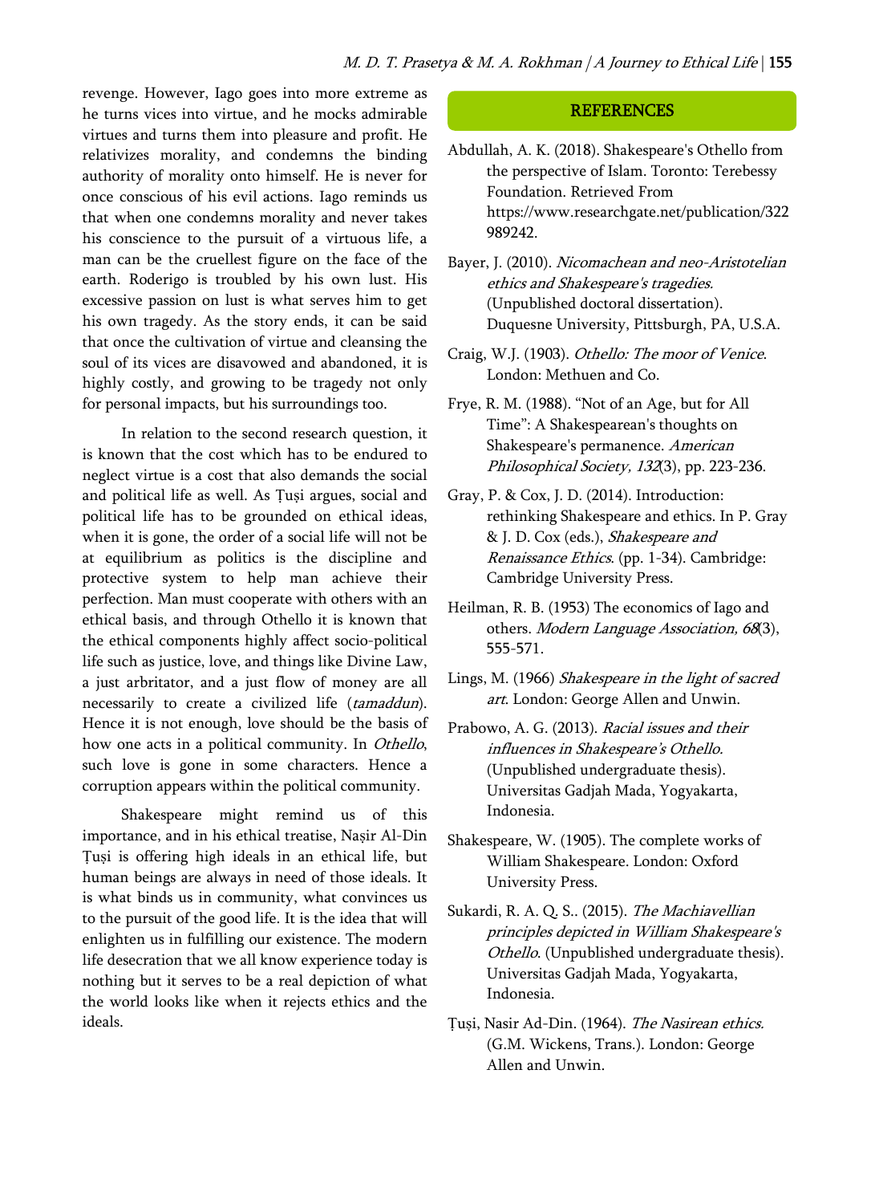revenge. However, Iago goes into more extreme as he turns vices into virtue, and he mocks admirable virtues and turns them into pleasure and profit. He relativizes morality, and condemns the binding authority of morality onto himself. He is never for once conscious of his evil actions. Iago reminds us that when one condemns morality and never takes his conscience to the pursuit of a virtuous life, a man can be the cruellest figure on the face of the earth. Roderigo is troubled by his own lust. His excessive passion on lust is what serves him to get his own tragedy. As the story ends, it can be said that once the cultivation of virtue and cleansing the soul of its vices are disavowed and abandoned, it is highly costly, and growing to be tragedy not only for personal impacts, but his surroundings too.

In relation to the second research question, it is known that the cost which has to be endured to neglect virtue is a cost that also demands the social and political life as well. As Ṭuṣi argues, social and political life has to be grounded on ethical ideas, when it is gone, the order of a social life will not be at equilibrium as politics is the discipline and protective system to help man achieve their perfection. Man must cooperate with others with an ethical basis, and through Othello it is known that the ethical components highly affect socio-political life such as justice, love, and things like Divine Law, a just arbitrator, and a just flow of money are all necessarily to create a civilized life (*tamaddun*). Hence it is not enough, love should be the basis of how one acts in a political community. In *Othello*, such love is gone in some characters. Hence a corruption appears within the political community.

Shakespeare might remind us of this importance, and in his ethical treatise, Naṣir Al-Din Ṭuṣi is offering high ideals in an ethical life, but human beings are always in need of those ideals. It is what binds us in community, what convinces us to the pursuit of the good life. It is the idea that will enlighten us in fulfilling our existence. The modern life desecration that we all know experience today is nothing but it serves to be a real depiction of what the world looks like when it rejects ethics and the ideals.

## REFERENCES

Abdullah, A. K. (2018). Shakespeare's Othello from the perspective of Islam. Toronto: Terebessy Foundation. Retrieved From https://www.researchgate.net/publication/322989242.

Bayer, J. (2010). *Nicomachean and neo-Aristotelian ethics and Shakespeare's tragedies.* (Unpublished doctoral dissertation). Duquesne University, Pittsburgh, PA, U.S.A.

Craig, W.J. (1903). *Othello: The moor of Venice*. London: Methuen and Co.

Frye, R. M. (1988). "Not of an Age, but for All Time": A Shakespearean's thoughts on Shakespeare's permanence. *American Philosophical Society, 132*(3), pp. 223-236.

Gray, P. & Cox, J. D. (2014). Introduction: rethinking Shakespeare and ethics. In P. Gray & J. D. Cox (eds.), *Shakespeare and Renaissance Ethics*. (pp. 1-34). Cambridge: Cambridge University Press.

Heilman, R. B. (1953) The economics of Iago and others. *Modern Language Association, 68*(3), 555-571.

Lings, M. (1966) *Shakespeare in the light of sacred art*. London: George Allen and Unwin.

Prabowo, A. G. (2013). *Racial issues and their influences in Shakespeare's Othello.* (Unpublished undergraduate thesis). Universitas Gadjah Mada, Yogyakarta, Indonesia.

Shakespeare, W. (1905). The complete works of William Shakespeare. London: Oxford University Press.

Sukardi, R. A. Q. S.. (2015). *The Machiavellian principles depicted in William Shakespeare's Othello.* (Unpublished undergraduate thesis). Universitas Gadjah Mada, Yogyakarta, Indonesia.

Ṭuṣi, Nasir Ad-Din. (1964). *The Nasirean ethics.* (G.M. Wickens, Trans.). London: George Allen and Unwin.